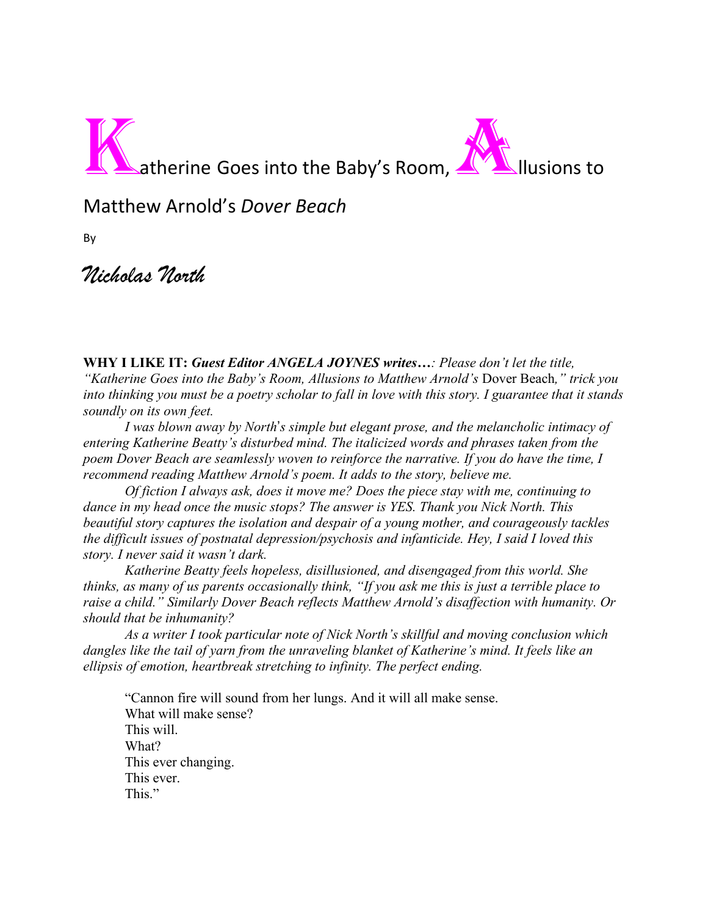# Katherine Goes into the Baby's Room, Allusions to Matthew Arnold's *Dover Beach*

By

*Nicholas North*

**WHY I LIKE IT:** ***Guest Editor ANGELA JOYNES writes…****: Please don't let the title, "Katherine Goes into the Baby's Room, Allusions to Matthew Arnold's* Dover Beach*," trick you into thinking you must be a poetry scholar to fall in love with this story. I guarantee that it stands soundly on its own feet.*

*I was blown away by North's simple but elegant prose, and the melancholic intimacy of entering Katherine Beatty's disturbed mind. The italicized words and phrases taken from the poem Dover Beach are seamlessly woven to reinforce the narrative. If you do have the time, I recommend reading Matthew Arnold's poem. It adds to the story, believe me.*

*Of fiction I always ask, does it move me? Does the piece stay with me, continuing to dance in my head once the music stops? The answer is YES. Thank you Nick North. This beautiful story captures the isolation and despair of a young mother, and courageously tackles the difficult issues of postnatal depression/psychosis and infanticide. Hey, I said I loved this story. I never said it wasn't dark.*

*Katherine Beatty feels hopeless, disillusioned, and disengaged from this world. She thinks, as many of us parents occasionally think, "If you ask me this is just a terrible place to raise a child." Similarly Dover Beach reflects Matthew Arnold's disaffection with humanity. Or should that be inhumanity?*

*As a writer I took particular note of Nick North's skillful and moving conclusion which dangles like the tail of yarn from the unraveling blanket of Katherine's mind. It feels like an ellipsis of emotion, heartbreak stretching to infinity. The perfect ending.*

> "Cannon fire will sound from her lungs. And it will all make sense.
> What will make sense?
> This will.
> What?
> This ever changing.
> This ever.
> This."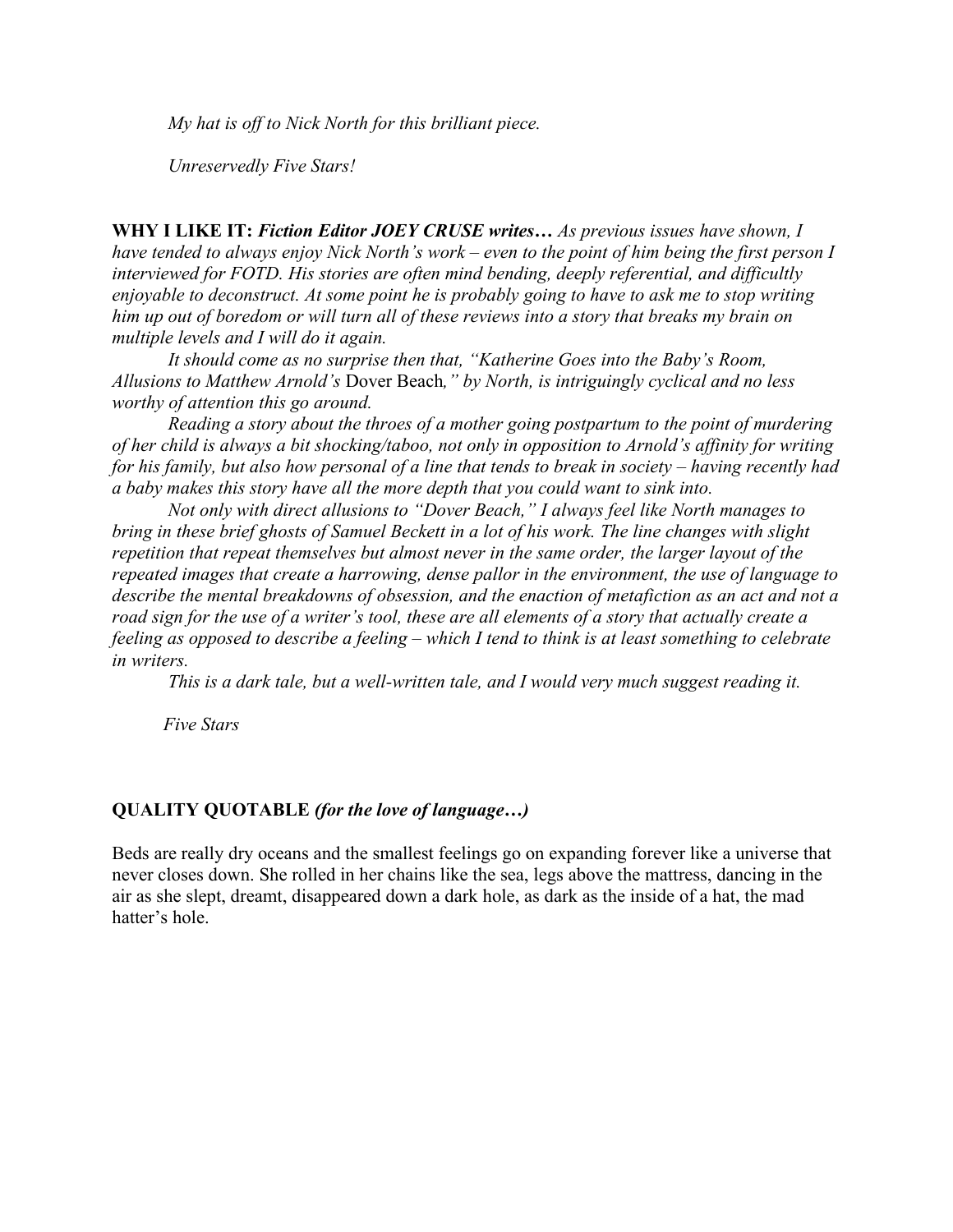*My hat is off to Nick North for this brilliant piece.*

*Unreservedly Five Stars!*

**WHY I LIKE IT:** ***Fiction Editor JOEY CRUSE writes…*** *As previous issues have shown, I have tended to always enjoy Nick North's work – even to the point of him being the first person I interviewed for FOTD. His stories are often mind bending, deeply referential, and difficultly enjoyable to deconstruct. At some point he is probably going to have to ask me to stop writing him up out of boredom or will turn all of these reviews into a story that breaks my brain on multiple levels and I will do it again.*

*It should come as no surprise then that, "Katherine Goes into the Baby's Room, Allusions to Matthew Arnold's* Dover Beach*," by North, is intriguingly cyclical and no less worthy of attention this go around.*

*Reading a story about the throes of a mother going postpartum to the point of murdering of her child is always a bit shocking/taboo, not only in opposition to Arnold's affinity for writing for his family, but also how personal of a line that tends to break in society – having recently had a baby makes this story have all the more depth that you could want to sink into.*

*Not only with direct allusions to "Dover Beach," I always feel like North manages to bring in these brief ghosts of Samuel Beckett in a lot of his work. The line changes with slight repetition that repeat themselves but almost never in the same order, the larger layout of the repeated images that create a harrowing, dense pallor in the environment, the use of language to describe the mental breakdowns of obsession, and the enaction of metafiction as an act and not a road sign for the use of a writer's tool, these are all elements of a story that actually create a feeling as opposed to describe a feeling – which I tend to think is at least something to celebrate in writers.*

*This is a dark tale, but a well-written tale, and I would very much suggest reading it.*

*Five Stars*

**QUALITY QUOTABLE** ***(for the love of language…)***

Beds are really dry oceans and the smallest feelings go on expanding forever like a universe that never closes down. She rolled in her chains like the sea, legs above the mattress, dancing in the air as she slept, dreamt, disappeared down a dark hole, as dark as the inside of a hat, the mad hatter's hole.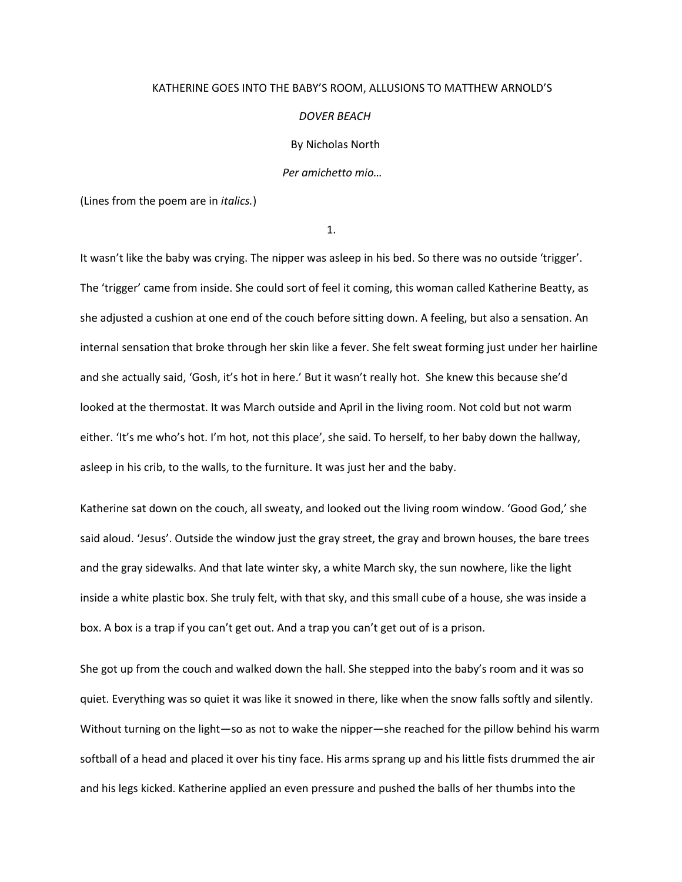KATHERINE GOES INTO THE BABY'S ROOM, ALLUSIONS TO MATTHEW ARNOLD'S

*DOVER BEACH*

By Nicholas North

*Per amichetto mio…*

(Lines from the poem are in *italics.*)

1.

It wasn't like the baby was crying. The nipper was asleep in his bed. So there was no outside 'trigger'. The 'trigger' came from inside. She could sort of feel it coming, this woman called Katherine Beatty, as she adjusted a cushion at one end of the couch before sitting down. A feeling, but also a sensation. An internal sensation that broke through her skin like a fever. She felt sweat forming just under her hairline and she actually said, 'Gosh, it's hot in here.' But it wasn't really hot. She knew this because she'd looked at the thermostat. It was March outside and April in the living room. Not cold but not warm either. 'It's me who's hot. I'm hot, not this place', she said. To herself, to her baby down the hallway, asleep in his crib, to the walls, to the furniture. It was just her and the baby.

Katherine sat down on the couch, all sweaty, and looked out the living room window. 'Good God,' she said aloud. 'Jesus'. Outside the window just the gray street, the gray and brown houses, the bare trees and the gray sidewalks. And that late winter sky, a white March sky, the sun nowhere, like the light inside a white plastic box. She truly felt, with that sky, and this small cube of a house, she was inside a box. A box is a trap if you can't get out. And a trap you can't get out of is a prison.

She got up from the couch and walked down the hall. She stepped into the baby's room and it was so quiet. Everything was so quiet it was like it snowed in there, like when the snow falls softly and silently. Without turning on the light—so as not to wake the nipper—she reached for the pillow behind his warm softball of a head and placed it over his tiny face. His arms sprang up and his little fists drummed the air and his legs kicked. Katherine applied an even pressure and pushed the balls of her thumbs into the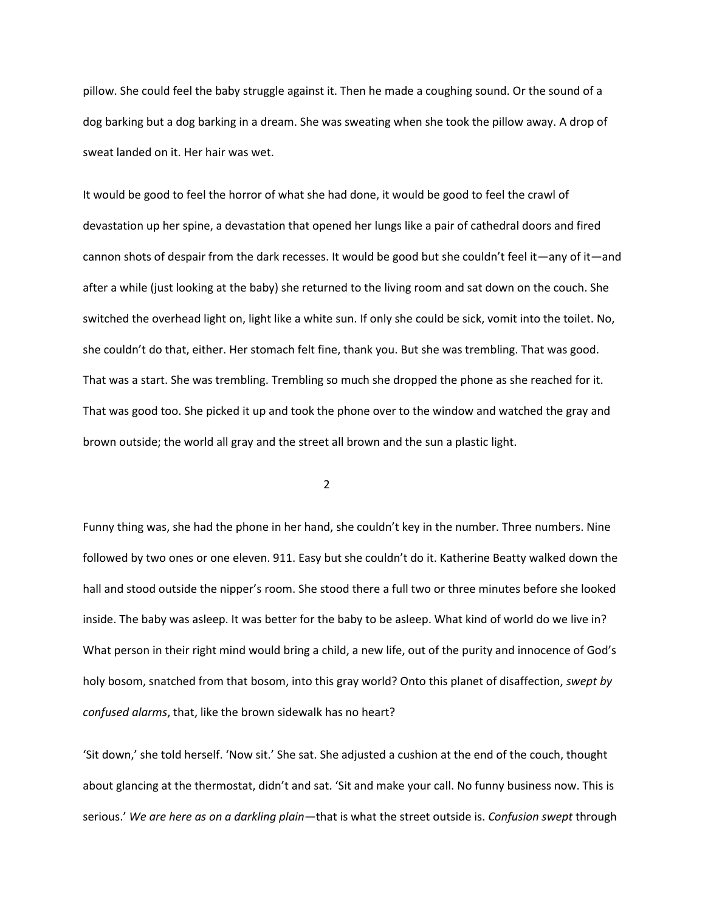pillow. She could feel the baby struggle against it. Then he made a coughing sound. Or the sound of a dog barking but a dog barking in a dream. She was sweating when she took the pillow away. A drop of sweat landed on it. Her hair was wet.

It would be good to feel the horror of what she had done, it would be good to feel the crawl of devastation up her spine, a devastation that opened her lungs like a pair of cathedral doors and fired cannon shots of despair from the dark recesses. It would be good but she couldn't feel it—any of it—and after a while (just looking at the baby) she returned to the living room and sat down on the couch. She switched the overhead light on, light like a white sun. If only she could be sick, vomit into the toilet. No, she couldn't do that, either. Her stomach felt fine, thank you. But she was trembling. That was good. That was a start. She was trembling. Trembling so much she dropped the phone as she reached for it. That was good too. She picked it up and took the phone over to the window and watched the gray and brown outside; the world all gray and the street all brown and the sun a plastic light.

2

Funny thing was, she had the phone in her hand, she couldn't key in the number. Three numbers. Nine followed by two ones or one eleven. 911. Easy but she couldn't do it. Katherine Beatty walked down the hall and stood outside the nipper's room. She stood there a full two or three minutes before she looked inside. The baby was asleep. It was better for the baby to be asleep. What kind of world do we live in? What person in their right mind would bring a child, a new life, out of the purity and innocence of God's holy bosom, snatched from that bosom, into this gray world? Onto this planet of disaffection, *swept by confused alarms*, that, like the brown sidewalk has no heart?

'Sit down,' she told herself. 'Now sit.' She sat. She adjusted a cushion at the end of the couch, thought about glancing at the thermostat, didn't and sat. 'Sit and make your call. No funny business now. This is serious.' *We are here as on a darkling plain*—that is what the street outside is. *Confusion swept* through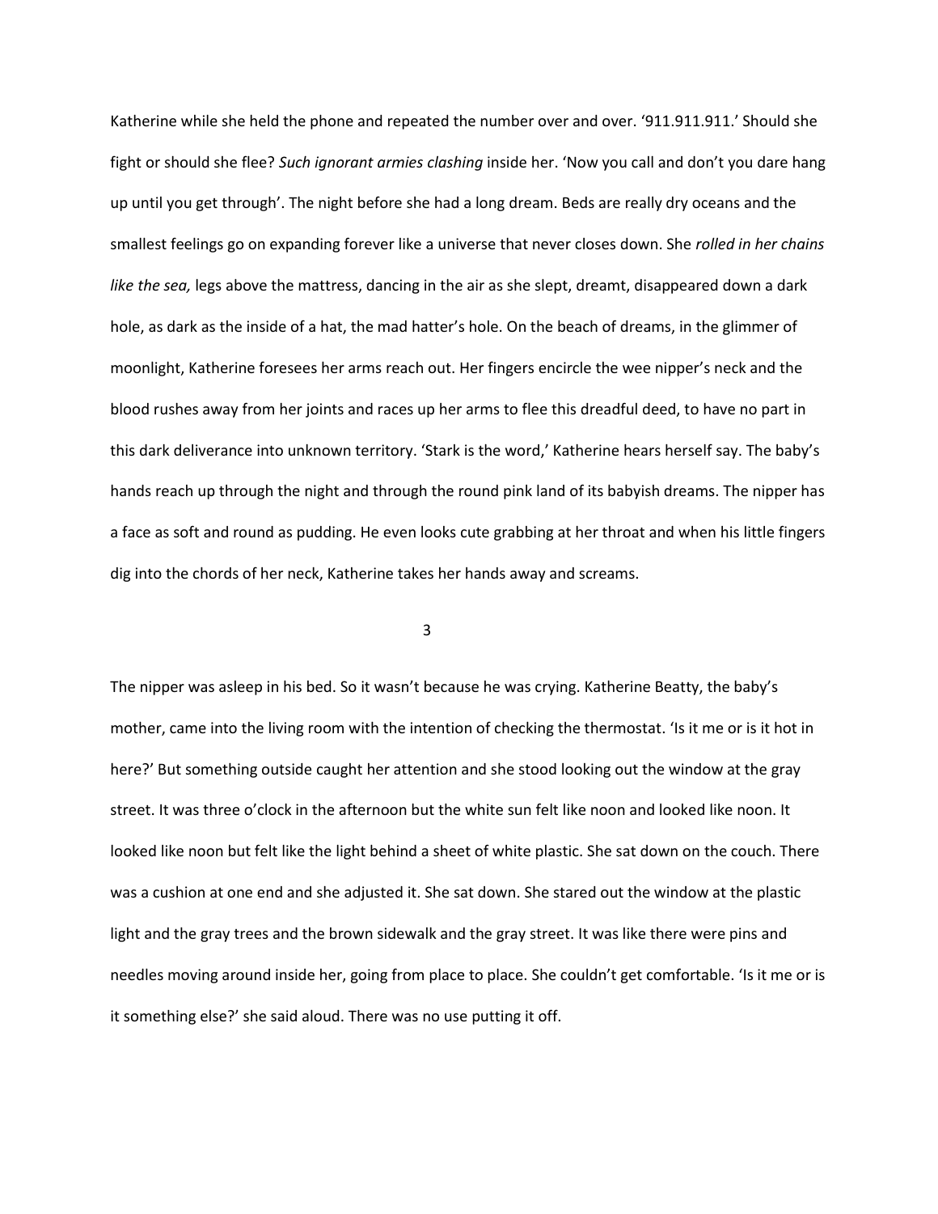Katherine while she held the phone and repeated the number over and over. '911.911.911.' Should she fight or should she flee? *Such ignorant armies clashing* inside her. 'Now you call and don't you dare hang up until you get through'. The night before she had a long dream. Beds are really dry oceans and the smallest feelings go on expanding forever like a universe that never closes down. She *rolled in her chains like the sea,* legs above the mattress, dancing in the air as she slept, dreamt, disappeared down a dark hole, as dark as the inside of a hat, the mad hatter's hole. On the beach of dreams, in the glimmer of moonlight, Katherine foresees her arms reach out. Her fingers encircle the wee nipper's neck and the blood rushes away from her joints and races up her arms to flee this dreadful deed, to have no part in this dark deliverance into unknown territory. 'Stark is the word,' Katherine hears herself say. The baby's hands reach up through the night and through the round pink land of its babyish dreams. The nipper has a face as soft and round as pudding. He even looks cute grabbing at her throat and when his little fingers dig into the chords of her neck, Katherine takes her hands away and screams.

## 3

The nipper was asleep in his bed. So it wasn't because he was crying. Katherine Beatty, the baby's mother, came into the living room with the intention of checking the thermostat. 'Is it me or is it hot in here?' But something outside caught her attention and she stood looking out the window at the gray street. It was three o'clock in the afternoon but the white sun felt like noon and looked like noon. It looked like noon but felt like the light behind a sheet of white plastic. She sat down on the couch. There was a cushion at one end and she adjusted it. She sat down. She stared out the window at the plastic light and the gray trees and the brown sidewalk and the gray street. It was like there were pins and needles moving around inside her, going from place to place. She couldn't get comfortable. 'Is it me or is it something else?' she said aloud. There was no use putting it off.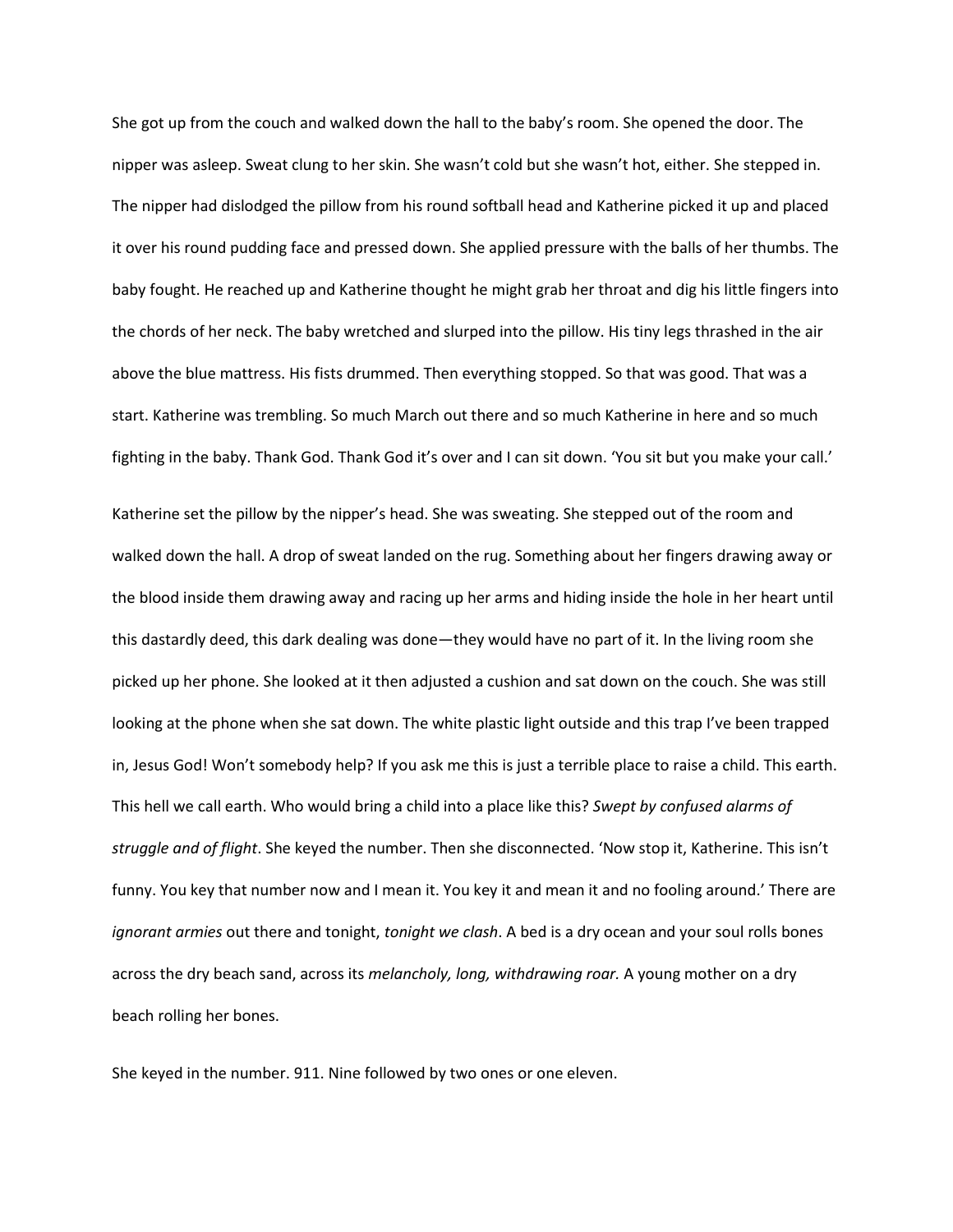She got up from the couch and walked down the hall to the baby's room. She opened the door. The nipper was asleep. Sweat clung to her skin. She wasn't cold but she wasn't hot, either. She stepped in. The nipper had dislodged the pillow from his round softball head and Katherine picked it up and placed it over his round pudding face and pressed down. She applied pressure with the balls of her thumbs. The baby fought. He reached up and Katherine thought he might grab her throat and dig his little fingers into the chords of her neck. The baby wretched and slurped into the pillow. His tiny legs thrashed in the air above the blue mattress. His fists drummed. Then everything stopped. So that was good. That was a start. Katherine was trembling. So much March out there and so much Katherine in here and so much fighting in the baby. Thank God. Thank God it's over and I can sit down. 'You sit but you make your call.'

Katherine set the pillow by the nipper's head. She was sweating. She stepped out of the room and walked down the hall. A drop of sweat landed on the rug. Something about her fingers drawing away or the blood inside them drawing away and racing up her arms and hiding inside the hole in her heart until this dastardly deed, this dark dealing was done—they would have no part of it. In the living room she picked up her phone. She looked at it then adjusted a cushion and sat down on the couch. She was still looking at the phone when she sat down. The white plastic light outside and this trap I've been trapped in, Jesus God! Won't somebody help? If you ask me this is just a terrible place to raise a child. This earth. This hell we call earth. Who would bring a child into a place like this? *Swept by confused alarms of struggle and of flight*. She keyed the number. Then she disconnected. 'Now stop it, Katherine. This isn't funny. You key that number now and I mean it. You key it and mean it and no fooling around.' There are *ignorant armies* out there and tonight, *tonight we clash*. A bed is a dry ocean and your soul rolls bones across the dry beach sand, across its *melancholy, long, withdrawing roar.* A young mother on a dry beach rolling her bones.

She keyed in the number. 911. Nine followed by two ones or one eleven.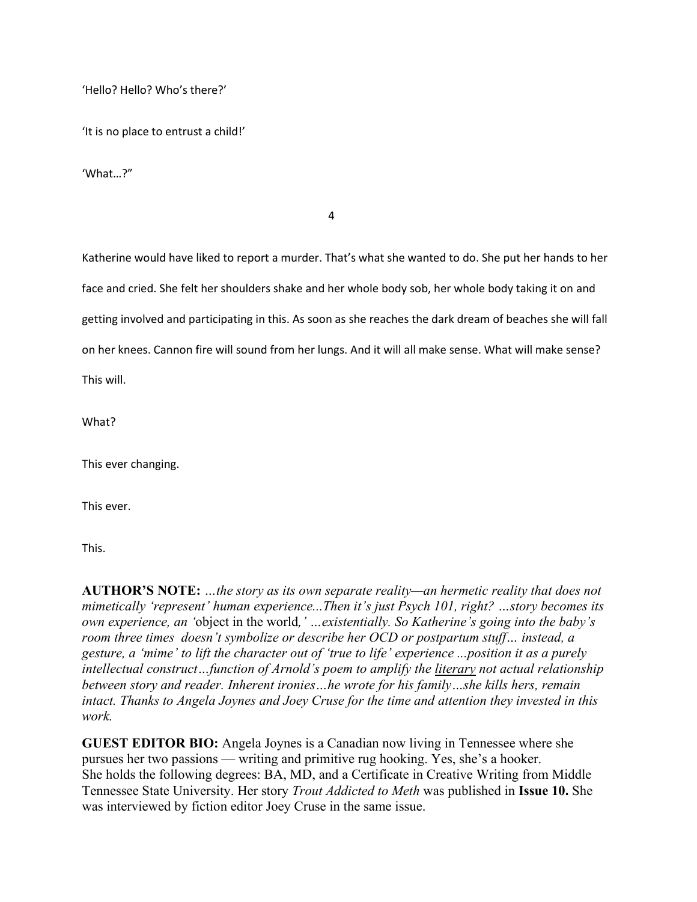'Hello? Hello? Who's there?'

'It is no place to entrust a child!'

'What…?"

4

Katherine would have liked to report a murder. That's what she wanted to do. She put her hands to her face and cried. She felt her shoulders shake and her whole body sob, her whole body taking it on and getting involved and participating in this. As soon as she reaches the dark dream of beaches she will fall on her knees. Cannon fire will sound from her lungs. And it will all make sense. What will make sense? This will.

What?

This ever changing.

This ever.

This.

**AUTHOR'S NOTE:** *…the story as its own separate reality—an hermetic reality that does not mimetically 'represent' human experience...Then it's just Psych 101, right? …story becomes its own experience, an '*object in the world*,' …existentially. So Katherine's going into the baby's room three times doesn't symbolize or describe her OCD or postpartum stuff… instead, a gesture, a 'mime' to lift the character out of 'true to life' experience ...position it as a purely intellectual construct…function of Arnold's poem to amplify the <u>literary</u> not actual relationship between story and reader. Inherent ironies…he wrote for his family…she kills hers, remain intact. Thanks to Angela Joynes and Joey Cruse for the time and attention they invested in this work.*

**GUEST EDITOR BIO:** Angela Joynes is a Canadian now living in Tennessee where she pursues her two passions — writing and primitive rug hooking. Yes, she's a hooker. She holds the following degrees: BA, MD, and a Certificate in Creative Writing from Middle Tennessee State University. Her story *Trout Addicted to Meth* was published in **Issue 10.** She was interviewed by fiction editor Joey Cruse in the same issue.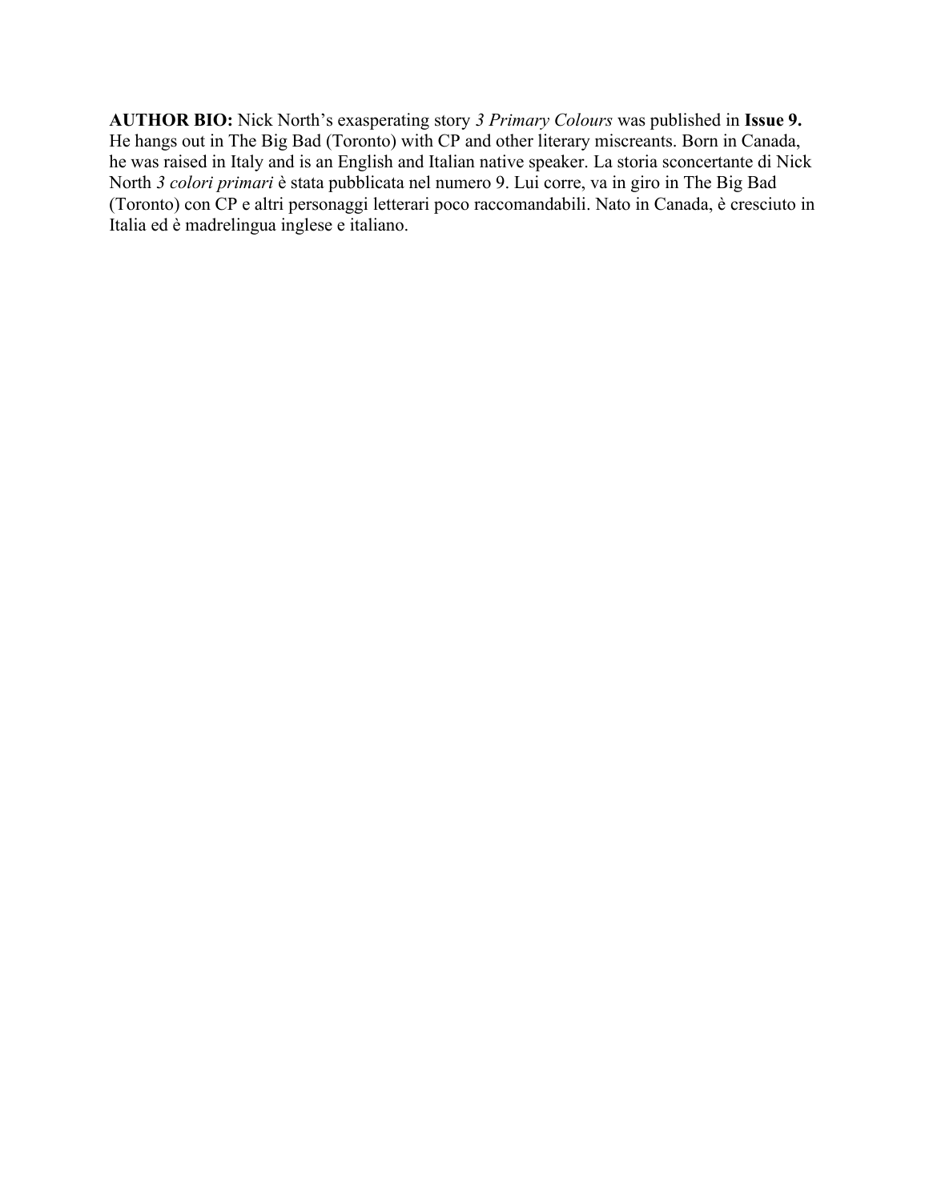**AUTHOR BIO:** Nick North's exasperating story *3 Primary Colours* was published in **Issue 9.** He hangs out in The Big Bad (Toronto) with CP and other literary miscreants. Born in Canada, he was raised in Italy and is an English and Italian native speaker. La storia sconcertante di Nick North *3 colori primari* è stata pubblicata nel numero 9. Lui corre, va in giro in The Big Bad (Toronto) con CP e altri personaggi letterari poco raccomandabili. Nato in Canada, è cresciuto in Italia ed è madrelingua inglese e italiano.